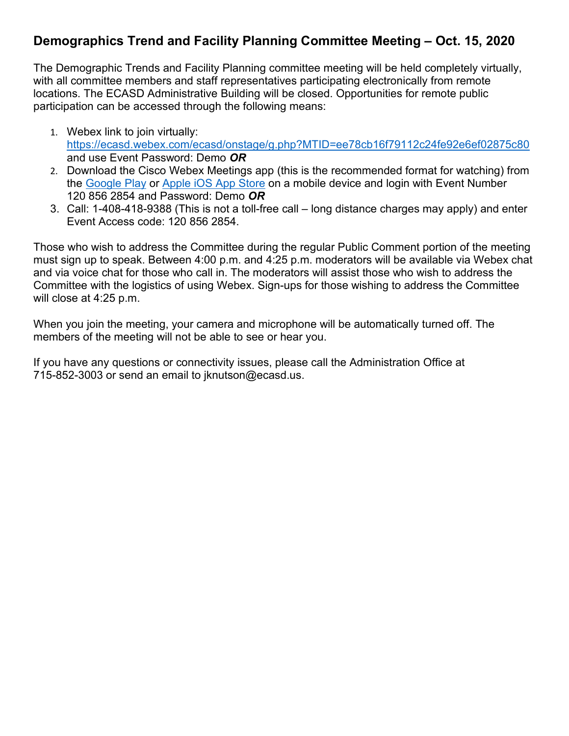# Demographics Trend and Facility Planning Committee Meeting – Oct. 15, 2020

The Demographic Trends and Facility Planning committee meeting will be held completely virtually, with all committee members and staff representatives participating electronically from remote locations. The ECASD Administrative Building will be closed. Opportunities for remote public participation can be accessed through the following means:

1. Webex link to join virtually: [https://ecasd.webex.com/ecasd/onstage/g.php?MTID=ee78cb16f79112c24fe92e6ef02875c80](https://ecasd.webex.com/ecasd/onstage/g.php?MTID=ee78cb16f79112c24fe92e6ef02875c80) and use Event Password: Demo ***OR***
2. Download the Cisco Webex Meetings app (this is the recommended format for watching) from the Google Play or Apple iOS App Store on a mobile device and login with Event Number 120 856 2854 and Password: Demo ***OR***
3. Call: 1-408-418-9388 (This is not a toll-free call – long distance charges may apply) and enter Event Access code: 120 856 2854.

Those who wish to address the Committee during the regular Public Comment portion of the meeting must sign up to speak. Between 4:00 p.m. and 4:25 p.m. moderators will be available via Webex chat and via voice chat for those who call in. The moderators will assist those who wish to address the Committee with the logistics of using Webex. Sign-ups for those wishing to address the Committee will close at 4:25 p.m.

When you join the meeting, your camera and microphone will be automatically turned off. The members of the meeting will not be able to see or hear you.

If you have any questions or connectivity issues, please call the Administration Office at 715-852-3003 or send an email to jknutson@ecasd.us.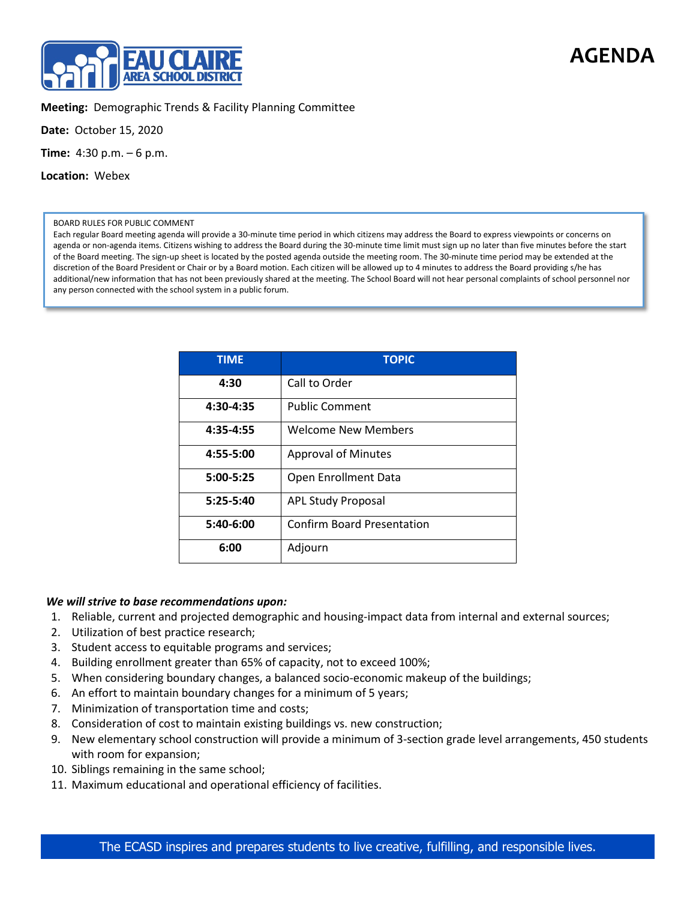EAU CLAIRE AREA SCHOOL DISTRICT

# AGENDA

**Meeting:** Demographic Trends & Facility Planning Committee

**Date:** October 15, 2020

**Time:** 4:30 p.m. – 6 p.m.

**Location:** Webex

BOARD RULES FOR PUBLIC COMMENT
Each regular Board meeting agenda will provide a 30-minute time period in which citizens may address the Board to express viewpoints or concerns on agenda or non-agenda items. Citizens wishing to address the Board during the 30-minute time limit must sign up no later than five minutes before the start of the Board meeting. The sign-up sheet is located by the posted agenda outside the meeting room. The 30-minute time period may be extended at the discretion of the Board President or Chair or by a Board motion. Each citizen will be allowed up to 4 minutes to address the Board providing s/he has additional/new information that has not been previously shared at the meeting. The School Board will not hear personal complaints of school personnel nor any person connected with the school system in a public forum.

| TIME | TOPIC |
|---|---|
| **4:30** | Call to Order |
| **4:30-4:35** | Public Comment |
| **4:35-4:55** | Welcome New Members |
| **4:55-5:00** | Approval of Minutes |
| **5:00-5:25** | Open Enrollment Data |
| **5:25-5:40** | APL Study Proposal |
| **5:40-6:00** | Confirm Board Presentation |
| **6:00** | Adjourn |

***We will strive to base recommendations upon:***

1. Reliable, current and projected demographic and housing-impact data from internal and external sources;
2. Utilization of best practice research;
3. Student access to equitable programs and services;
4. Building enrollment greater than 65% of capacity, not to exceed 100%;
5. When considering boundary changes, a balanced socio-economic makeup of the buildings;
6. An effort to maintain boundary changes for a minimum of 5 years;
7. Minimization of transportation time and costs;
8. Consideration of cost to maintain existing buildings vs. new construction;
9. New elementary school construction will provide a minimum of 3-section grade level arrangements, 450 students with room for expansion;
10. Siblings remaining in the same school;
11. Maximum educational and operational efficiency of facilities.

The ECASD inspires and prepares students to live creative, fulfilling, and responsible lives.